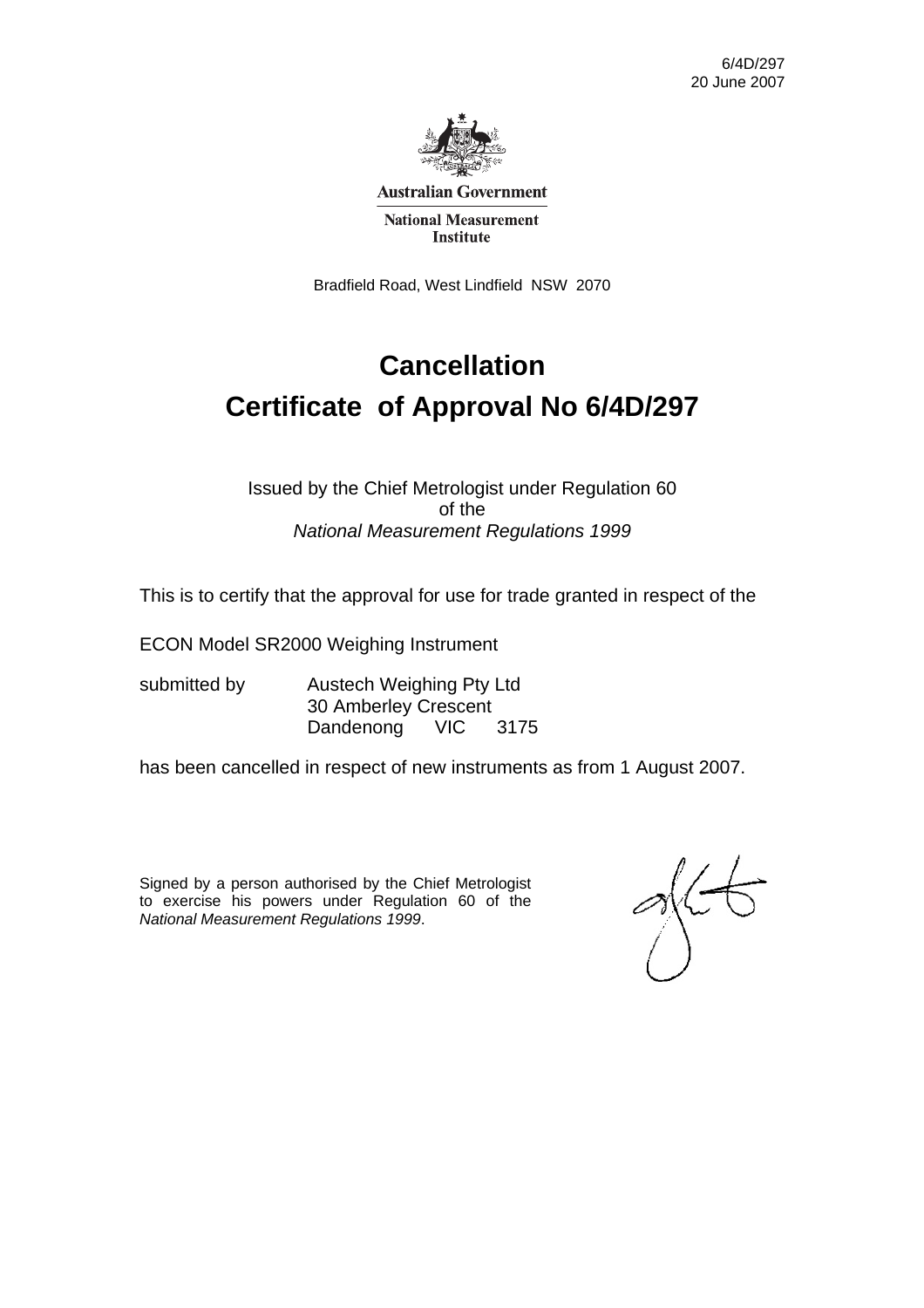6/4D/297
20 June 2007

Australian Government

National Measurement Institute

Bradfield Road, West Lindfield NSW 2070

# Cancellation

# Certificate of Approval No 6/4D/297

Issued by the Chief Metrologist under Regulation 60
of the
*National Measurement Regulations 1999*

This is to certify that the approval for use for trade granted in respect of the

ECON Model SR2000 Weighing Instrument

submitted by Austech Weighing Pty Ltd
30 Amberley Crescent
Dandenong VIC 3175

has been cancelled in respect of new instruments as from 1 August 2007.

Signed by a person authorised by the Chief Metrologist to exercise his powers under Regulation 60 of the *National Measurement Regulations 1999*.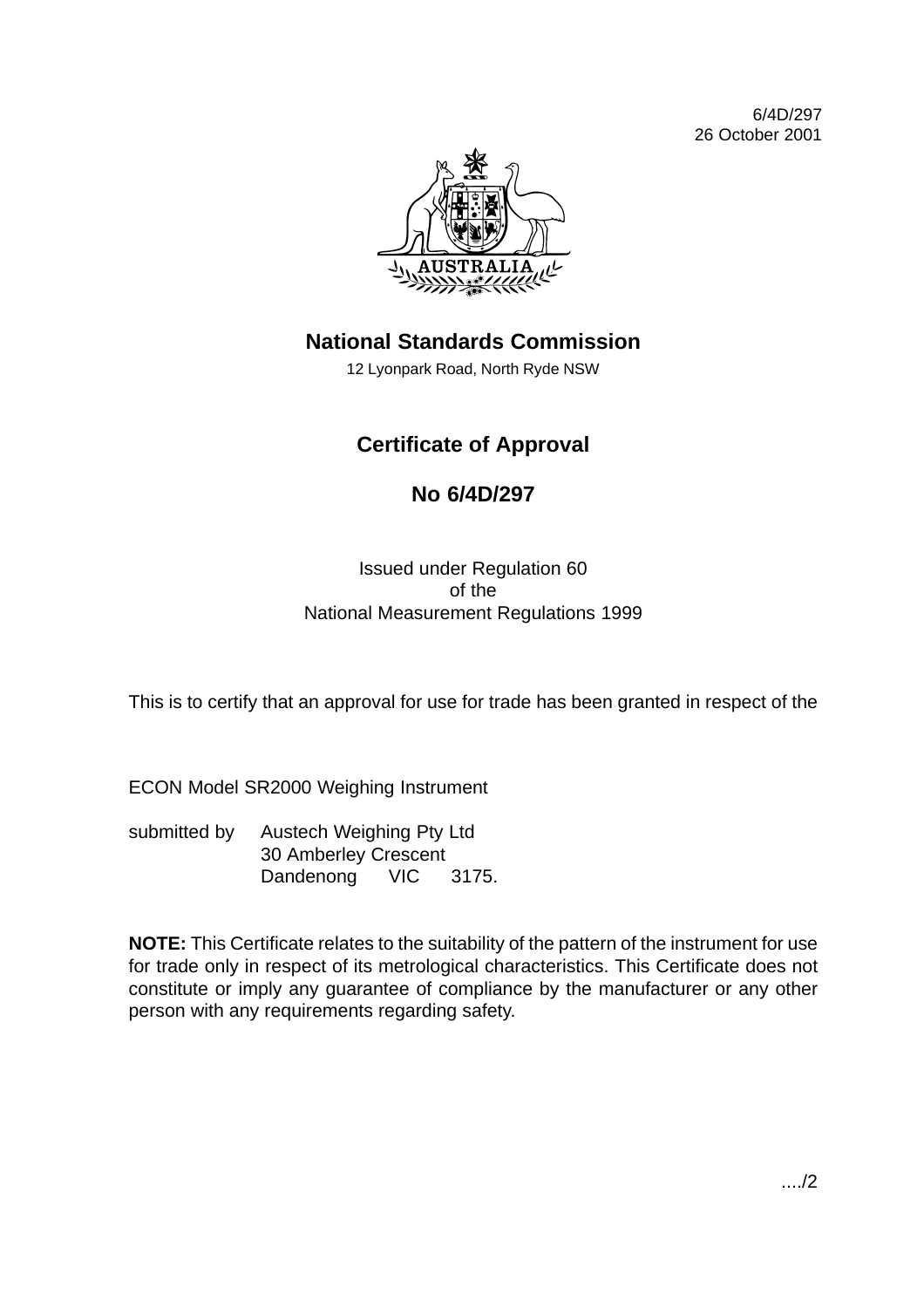6/4D/297
26 October 2001

## National Standards Commission

12 Lyonpark Road, North Ryde NSW

# Certificate of Approval

## No 6/4D/297

Issued under Regulation 60
of the
National Measurement Regulations 1999

This is to certify that an approval for use for trade has been granted in respect of the

ECON Model SR2000 Weighing Instrument

submitted by Austech Weighing Pty Ltd
30 Amberley Crescent
Dandenong VIC 3175.

**NOTE:** This Certificate relates to the suitability of the pattern of the instrument for use for trade only in respect of its metrological characteristics. This Certificate does not constitute or imply any guarantee of compliance by the manufacturer or any other person with any requirements regarding safety.

..../2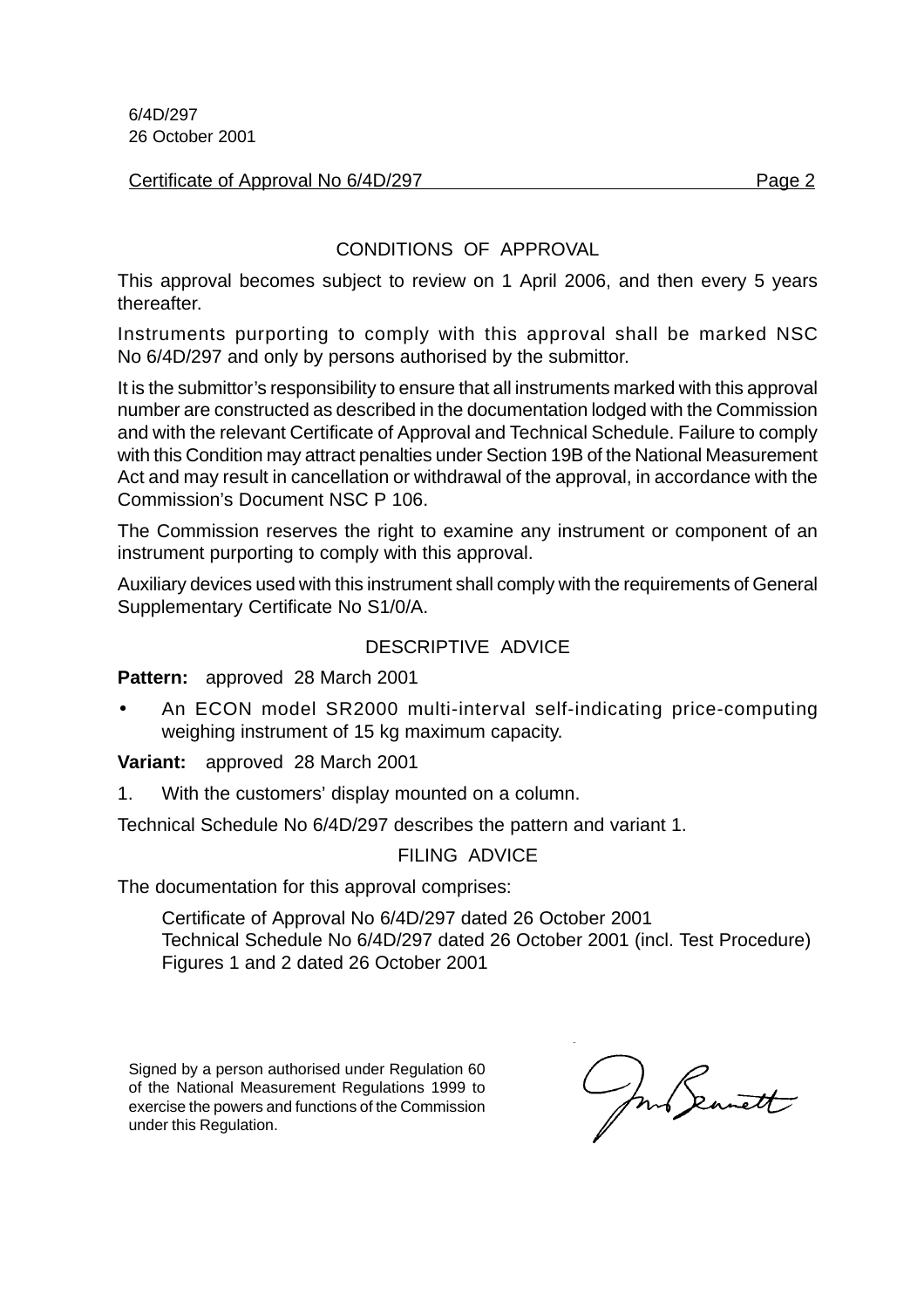## CONDITIONS OF APPROVAL

This approval becomes subject to review on 1 April 2006, and then every 5 years thereafter.

Instruments purporting to comply with this approval shall be marked NSC No 6/4D/297 and only by persons authorised by the submittor.

It is the submittor's responsibility to ensure that all instruments marked with this approval number are constructed as described in the documentation lodged with the Commission and with the relevant Certificate of Approval and Technical Schedule. Failure to comply with this Condition may attract penalties under Section 19B of the National Measurement Act and may result in cancellation or withdrawal of the approval, in accordance with the Commission's Document NSC P 106.

The Commission reserves the right to examine any instrument or component of an instrument purporting to comply with this approval.

Auxiliary devices used with this instrument shall comply with the requirements of General Supplementary Certificate No S1/0/A.

## DESCRIPTIVE ADVICE

**Pattern:** approved 28 March 2001

- An ECON model SR2000 multi-interval self-indicating price-computing weighing instrument of 15 kg maximum capacity.

**Variant:** approved 28 March 2001

1. With the customers' display mounted on a column.

Technical Schedule No 6/4D/297 describes the pattern and variant 1.

## FILING ADVICE

The documentation for this approval comprises:

Certificate of Approval No 6/4D/297 dated 26 October 2001
Technical Schedule No 6/4D/297 dated 26 October 2001 (incl. Test Procedure)
Figures 1 and 2 dated 26 October 2001

Signed by a person authorised under Regulation 60 of the National Measurement Regulations 1999 to exercise the powers and functions of the Commission under this Regulation.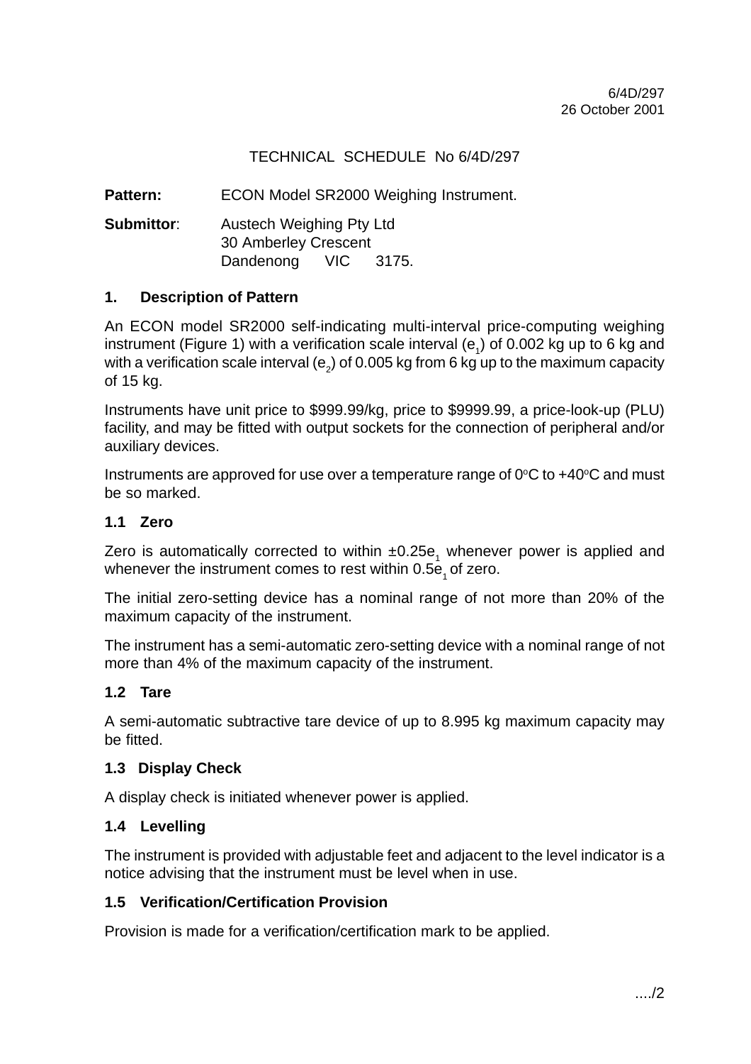6/4D/297
26 October 2001

# TECHNICAL SCHEDULE No 6/4D/297

**Pattern:** ECON Model SR2000 Weighing Instrument.

**Submittor**: Austech Weighing Pty Ltd
30 Amberley Crescent
Dandenong VIC 3175.

## 1. Description of Pattern

An ECON model SR2000 self-indicating multi-interval price-computing weighing instrument (Figure 1) with a verification scale interval ($e_1$) of 0.002 kg up to 6 kg and with a verification scale interval ($e_2$) of 0.005 kg from 6 kg up to the maximum capacity of 15 kg.

Instruments have unit price to $999.99/kg, price to $9999.99, a price-look-up (PLU) facility, and may be fitted with output sockets for the connection of peripheral and/or auxiliary devices.

Instruments are approved for use over a temperature range of 0°C to +40°C and must be so marked.

### 1.1 Zero

Zero is automatically corrected to within $\pm 0.25e_1$ whenever power is applied and whenever the instrument comes to rest within $0.5e_1$ of zero.

The initial zero-setting device has a nominal range of not more than 20% of the maximum capacity of the instrument.

The instrument has a semi-automatic zero-setting device with a nominal range of not more than 4% of the maximum capacity of the instrument.

### 1.2 Tare

A semi-automatic subtractive tare device of up to 8.995 kg maximum capacity may be fitted.

### 1.3 Display Check

A display check is initiated whenever power is applied.

### 1.4 Levelling

The instrument is provided with adjustable feet and adjacent to the level indicator is a notice advising that the instrument must be level when in use.

### 1.5 Verification/Certification Provision

Provision is made for a verification/certification mark to be applied.

..../2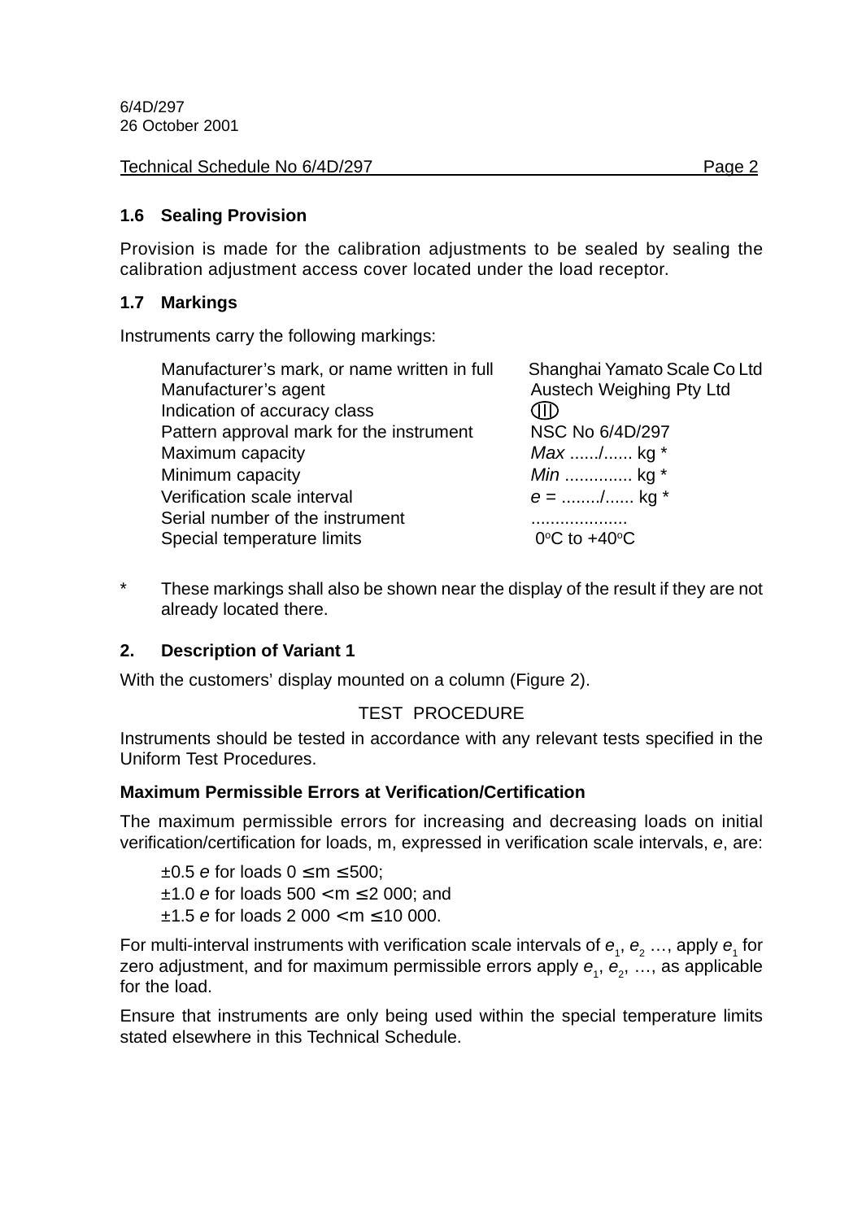6/4D/297
26 October 2001

Technical Schedule No 6/4D/297

### 1.6 Sealing Provision

Provision is made for the calibration adjustments to be sealed by sealing the calibration adjustment access cover located under the load receptor.

### 1.7 Markings

Instruments carry the following markings:

| | |
|---|---|
| Manufacturer's mark, or name written in full | Shanghai Yamato Scale Co Ltd |
| Manufacturer's agent | Austech Weighing Pty Ltd |
| Indication of accuracy class | (III) |
| Pattern approval mark for the instrument | NSC No 6/4D/297 |
| Maximum capacity | *Max* ....../...... kg * |
| Minimum capacity | *Min* ............. kg * |
| Verification scale interval | *e* = ......../...... kg * |
| Serial number of the instrument | .................... |
| Special temperature limits | $0^oC$ to $+40^oC$ |

\* These markings shall also be shown near the display of the result if they are not already located there.

### 2. Description of Variant 1

With the customers' display mounted on a column (Figure 2).

TEST PROCEDURE

Instruments should be tested in accordance with any relevant tests specified in the Uniform Test Procedures.

**Maximum Permissible Errors at Verification/Certification**

The maximum permissible errors for increasing and decreasing loads on initial verification/certification for loads, m, expressed in verification scale intervals, *e*, are:

$\pm 0.5\ e$ for loads $0 \leq m \leq 500$;
$\pm 1.0\ e$ for loads $500 < m \leq 2\ 000$; and
$\pm 1.5\ e$ for loads $2\ 000 < m \leq 10\ 000$.

For multi-interval instruments with verification scale intervals of $e_1$, $e_2$ …, apply $e_1$ for zero adjustment, and for maximum permissible errors apply $e_1$, $e_2$, …, as applicable for the load.

Ensure that instruments are only being used within the special temperature limits stated elsewhere in this Technical Schedule.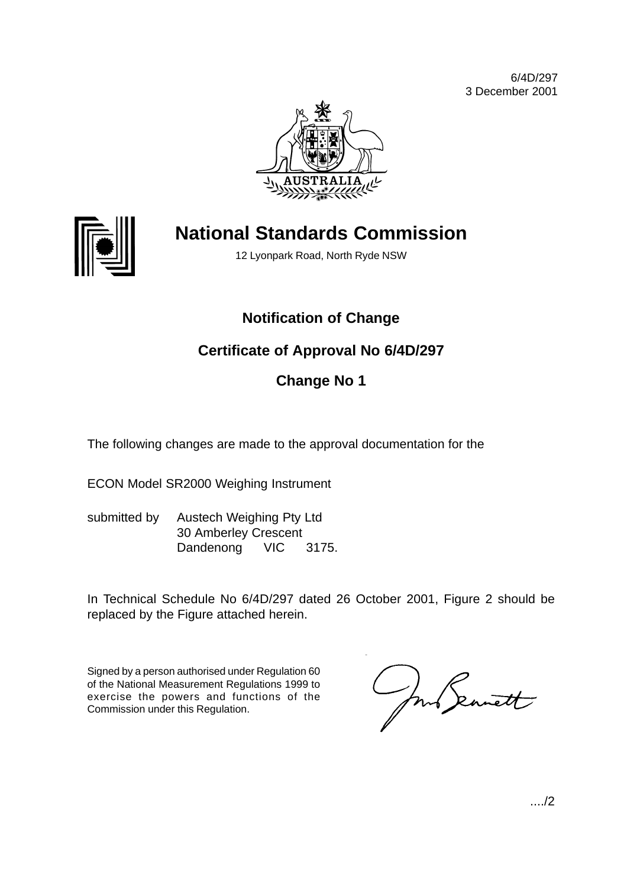6/4D/297
3 December 2001

# National Standards Commission

12 Lyonpark Road, North Ryde NSW

## Notification of Change

## Certificate of Approval No 6/4D/297

## Change No 1

The following changes are made to the approval documentation for the

ECON Model SR2000 Weighing Instrument

submitted by Austech Weighing Pty Ltd
30 Amberley Crescent
Dandenong VIC 3175.

In Technical Schedule No 6/4D/297 dated 26 October 2001, Figure 2 should be replaced by the Figure attached herein.

Signed by a person authorised under Regulation 60 of the National Measurement Regulations 1999 to exercise the powers and functions of the Commission under this Regulation.

..../2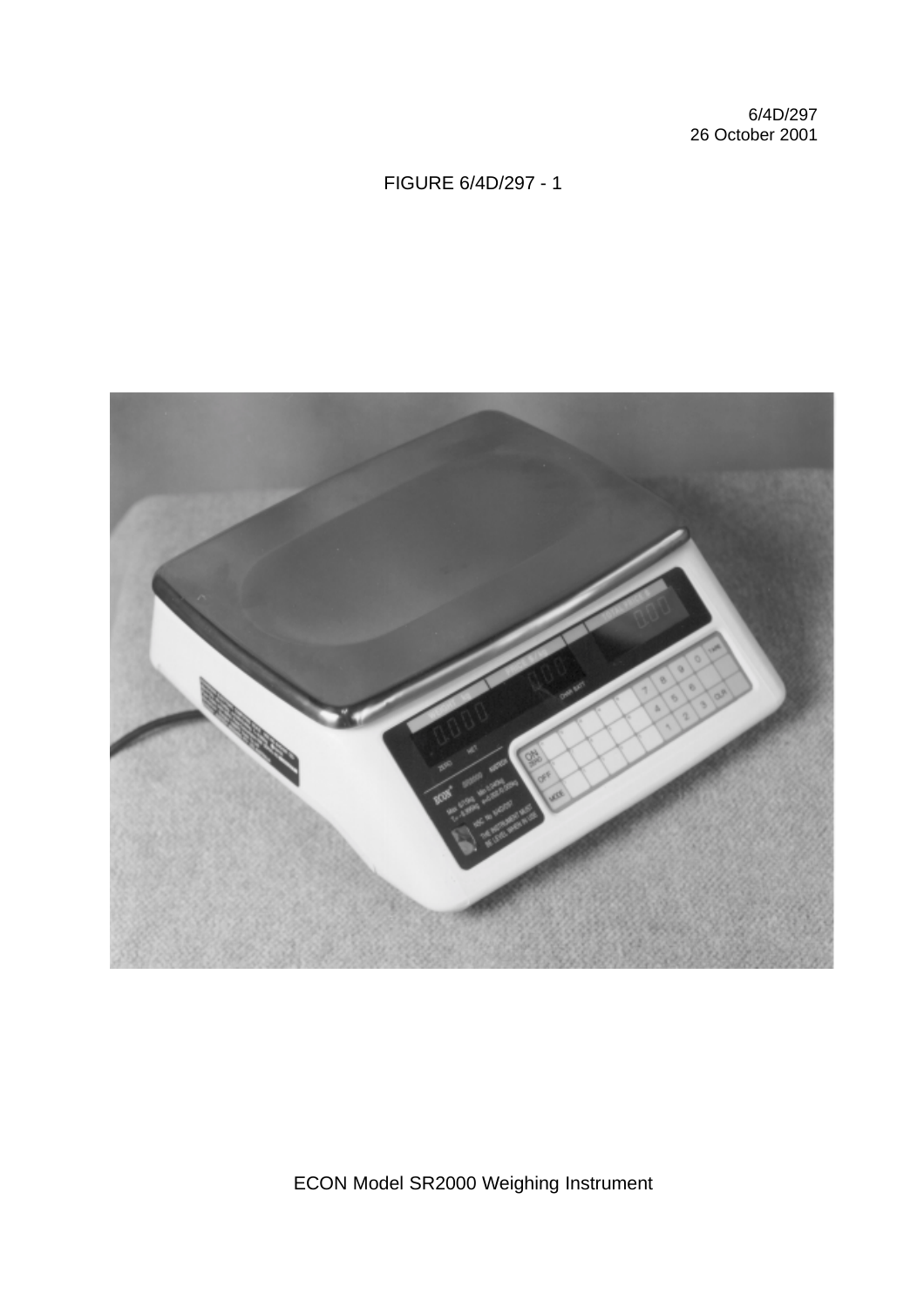6/4D/297
26 October 2001

FIGURE 6/4D/297 - 1

ECON Model SR2000 Weighing Instrument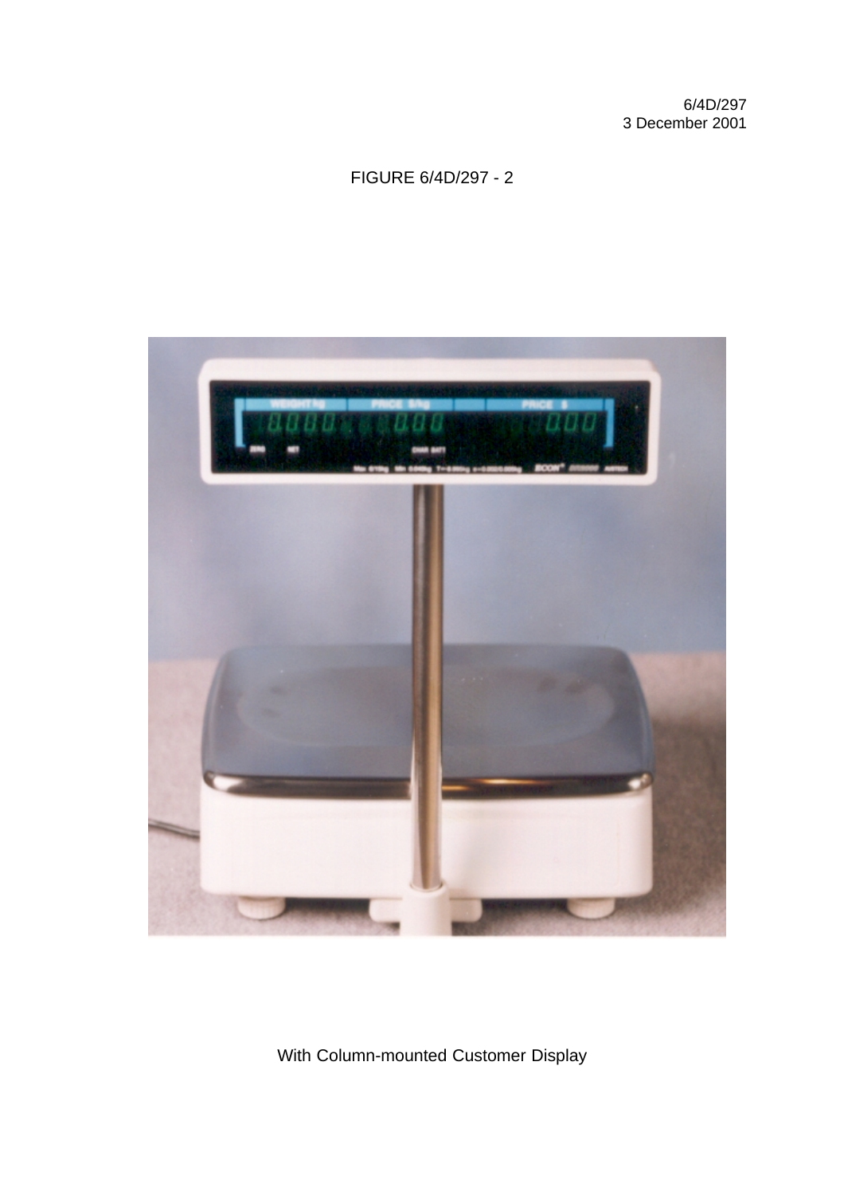FIGURE 6/4D/297 - 2

With Column-mounted Customer Display